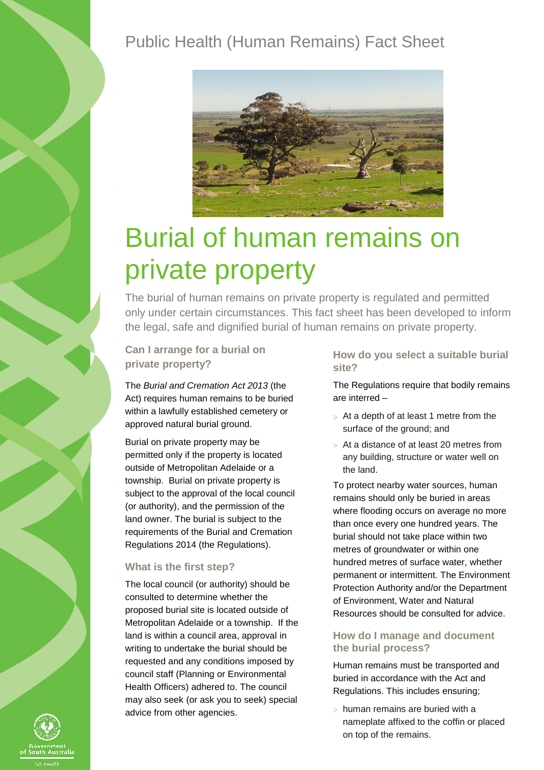Public Health (Human Remains) Fact Sheet

# Burial of human remains on private property

The burial of human remains on private property is regulated and permitted only under certain circumstances. This fact sheet has been developed to inform the legal, safe and dignified burial of human remains on private property.

## Can I arrange for a burial on private property?

The *Burial and Cremation Act 2013* (the Act) requires human remains to be buried within a lawfully established cemetery or approved natural burial ground.

Burial on private property may be permitted only if the property is located outside of Metropolitan Adelaide or a township. Burial on private property is subject to the approval of the local council (or authority), and the permission of the land owner. The burial is subject to the requirements of the Burial and Cremation Regulations 2014 (the Regulations).

## What is the first step?

The local council (or authority) should be consulted to determine whether the proposed burial site is located outside of Metropolitan Adelaide or a township. If the land is within a council area, approval in writing to undertake the burial should be requested and any conditions imposed by council staff (Planning or Environmental Health Officers) adhered to. The council may also seek (or ask you to seek) special advice from other agencies.

## How do you select a suitable burial site?

The Regulations require that bodily remains are interred –

- At a depth of at least 1 metre from the surface of the ground; and
- At a distance of at least 20 metres from any building, structure or water well on the land.

To protect nearby water sources, human remains should only be buried in areas where flooding occurs on average no more than once every one hundred years. The burial should not take place within two metres of groundwater or within one hundred metres of surface water, whether permanent or intermittent. The Environment Protection Authority and/or the Department of Environment, Water and Natural Resources should be consulted for advice.

## How do I manage and document the burial process?

Human remains must be transported and buried in accordance with the Act and Regulations. This includes ensuring;

- human remains are buried with a nameplate affixed to the coffin or placed on top of the remains.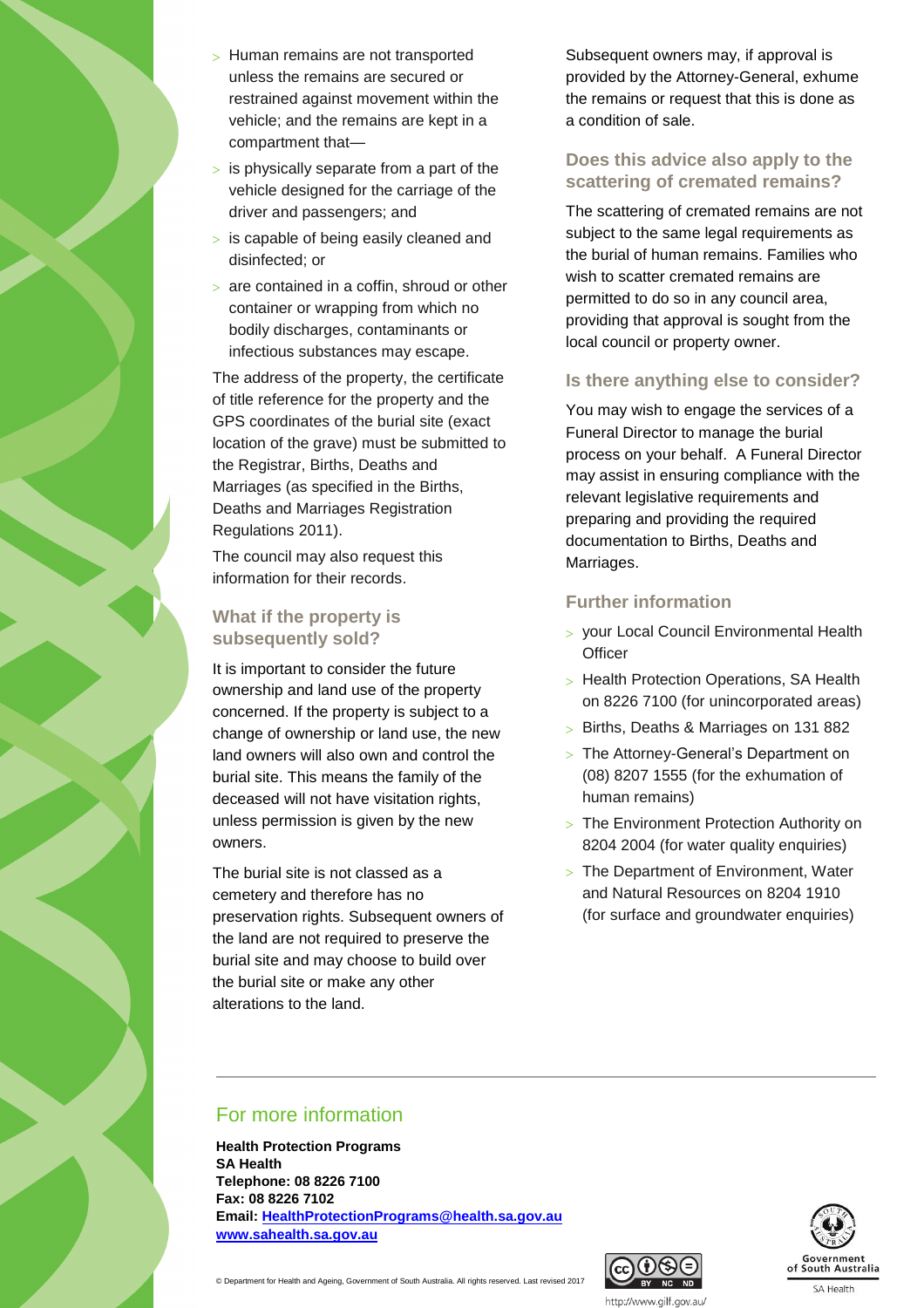- Human remains are not transported unless the remains are secured or restrained against movement within the vehicle; and the remains are kept in a compartment that—
- is physically separate from a part of the vehicle designed for the carriage of the driver and passengers; and
- is capable of being easily cleaned and disinfected; or
- are contained in a coffin, shroud or other container or wrapping from which no bodily discharges, contaminants or infectious substances may escape.

The address of the property, the certificate of title reference for the property and the GPS coordinates of the burial site (exact location of the grave) must be submitted to the Registrar, Births, Deaths and Marriages (as specified in the Births, Deaths and Marriages Registration Regulations 2011).

The council may also request this information for their records.

## What if the property is subsequently sold?

It is important to consider the future ownership and land use of the property concerned. If the property is subject to a change of ownership or land use, the new land owners will also own and control the burial site. This means the family of the deceased will not have visitation rights, unless permission is given by the new owners.

The burial site is not classed as a cemetery and therefore has no preservation rights. Subsequent owners of the land are not required to preserve the burial site and may choose to build over the burial site or make any other alterations to the land.

Subsequent owners may, if approval is provided by the Attorney-General, exhume the remains or request that this is done as a condition of sale.

## Does this advice also apply to the scattering of cremated remains?

The scattering of cremated remains are not subject to the same legal requirements as the burial of human remains. Families who wish to scatter cremated remains are permitted to do so in any council area, providing that approval is sought from the local council or property owner.

## Is there anything else to consider?

You may wish to engage the services of a Funeral Director to manage the burial process on your behalf. A Funeral Director may assist in ensuring compliance with the relevant legislative requirements and preparing and providing the required documentation to Births, Deaths and Marriages.

## Further information

- your Local Council Environmental Health Officer
- Health Protection Operations, SA Health on 8226 7100 (for unincorporated areas)
- Births, Deaths & Marriages on 131 882
- The Attorney-General's Department on (08) 8207 1555 (for the exhumation of human remains)
- The Environment Protection Authority on 8204 2004 (for water quality enquiries)
- The Department of Environment, Water and Natural Resources on 8204 1910 (for surface and groundwater enquiries)

---

## For more information

**Health Protection Programs**
**SA Health**
**Telephone: 08 8226 7100**
**Fax: 08 8226 7102**
**Email: HealthProtectionPrograms@health.sa.gov.au**
**www.sahealth.sa.gov.au**

© Department for Health and Ageing, Government of South Australia. All rights reserved. Last revised 2017

http://www.gilf.gov.au/

Government of South Australia
SA Health